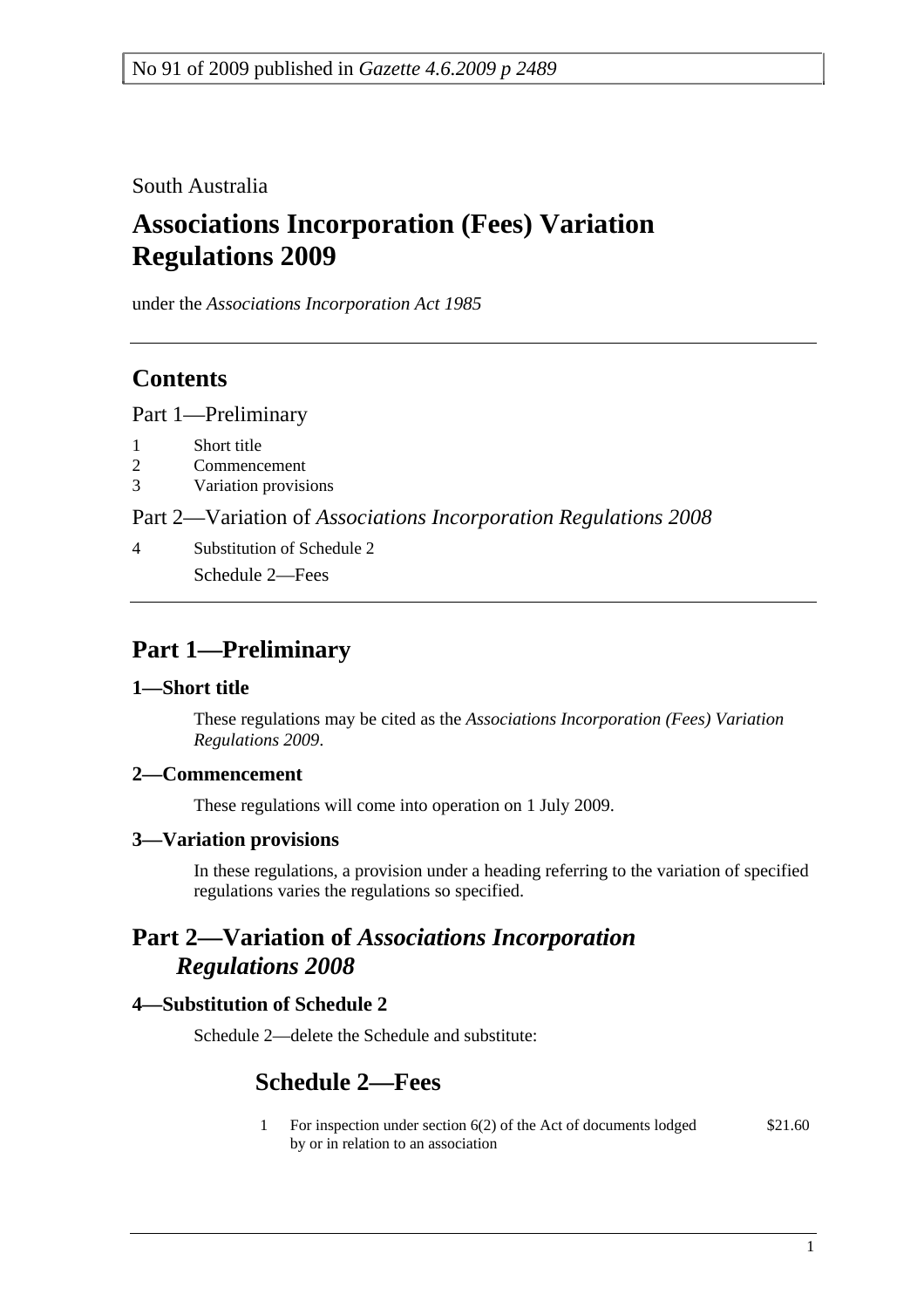No 91 of 2009 published in *Gazette 4.6.2009 p 2489*

South Australia

# Associations Incorporation (Fees) Variation Regulations 2009

under the *Associations Incorporation Act 1985*

## Contents

Part 1—Preliminary

1 Short title
2 Commencement
3 Variation provisions

Part 2—Variation of *Associations Incorporation Regulations 2008*

4 Substitution of Schedule 2
Schedule 2—Fees

## Part 1—Preliminary

### 1—Short title

These regulations may be cited as the *Associations Incorporation (Fees) Variation Regulations 2009*.

### 2—Commencement

These regulations will come into operation on 1 July 2009.

### 3—Variation provisions

In these regulations, a provision under a heading referring to the variation of specified regulations varies the regulations so specified.

## Part 2—Variation of *Associations Incorporation Regulations 2008*

### 4—Substitution of Schedule 2

Schedule 2—delete the Schedule and substitute:

## Schedule 2—Fees

| | | |
|---|---|---|
| 1 | For inspection under section 6(2) of the Act of documents lodged by or in relation to an association | $21.60 |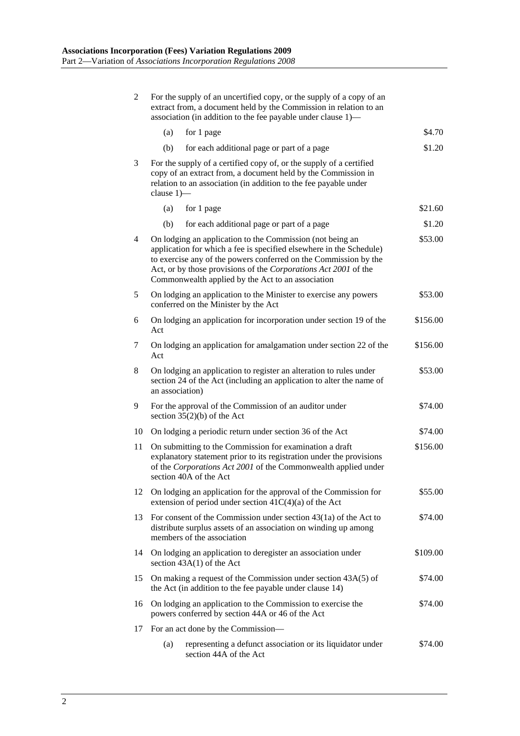| | | |
|---|---|---|
| 2 | For the supply of an uncertified copy, or the supply of a copy of an extract from, a document held by the Commission in relation to an association (in addition to the fee payable under clause 1)— | |
| | (a) for 1 page | $4.70 |
| | (b) for each additional page or part of a page | $1.20 |
| 3 | For the supply of a certified copy of, or the supply of a certified copy of an extract from, a document held by the Commission in relation to an association (in addition to the fee payable under clause 1)— | |
| | (a) for 1 page | $21.60 |
| | (b) for each additional page or part of a page | $1.20 |
| 4 | On lodging an application to the Commission (not being an application for which a fee is specified elsewhere in the Schedule) to exercise any of the powers conferred on the Commission by the Act, or by those provisions of the *Corporations Act 2001* of the Commonwealth applied by the Act to an association | $53.00 |
| 5 | On lodging an application to the Minister to exercise any powers conferred on the Minister by the Act | $53.00 |
| 6 | On lodging an application for incorporation under section 19 of the Act | $156.00 |
| 7 | On lodging an application for amalgamation under section 22 of the Act | $156.00 |
| 8 | On lodging an application to register an alteration to rules under section 24 of the Act (including an application to alter the name of an association) | $53.00 |
| 9 | For the approval of the Commission of an auditor under section 35(2)(b) of the Act | $74.00 |
| 10 | On lodging a periodic return under section 36 of the Act | $74.00 |
| 11 | On submitting to the Commission for examination a draft explanatory statement prior to its registration under the provisions of the *Corporations Act 2001* of the Commonwealth applied under section 40A of the Act | $156.00 |
| 12 | On lodging an application for the approval of the Commission for extension of period under section 41C(4)(a) of the Act | $55.00 |
| 13 | For consent of the Commission under section 43(1a) of the Act to distribute surplus assets of an association on winding up among members of the association | $74.00 |
| 14 | On lodging an application to deregister an association under section 43A(1) of the Act | $109.00 |
| 15 | On making a request of the Commission under section 43A(5) of the Act (in addition to the fee payable under clause 14) | $74.00 |
| 16 | On lodging an application to the Commission to exercise the powers conferred by section 44A or 46 of the Act | $74.00 |
| 17 | For an act done by the Commission— | |
| | (a) representing a defunct association or its liquidator under section 44A of the Act | $74.00 |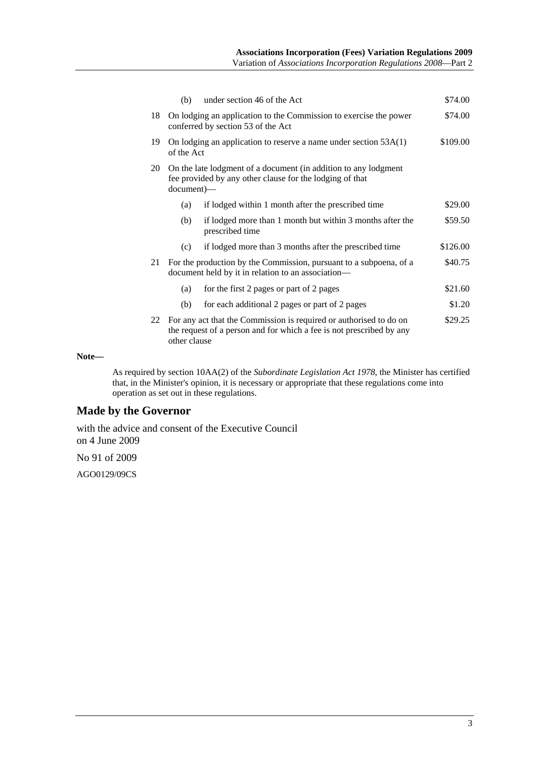| | | | |
|---|---|---|---|
| | (b) | under section 46 of the Act | \$74.00 |
| 18 | On lodging an application to the Commission to exercise the power conferred by section 53 of the Act | | \$74.00 |
| 19 | On lodging an application to reserve a name under section 53A(1) of the Act | | \$109.00 |
| 20 | On the late lodgment of a document (in addition to any lodgment fee provided by any other clause for the lodging of that document)— | | |
| | (a) | if lodged within 1 month after the prescribed time | \$29.00 |
| | (b) | if lodged more than 1 month but within 3 months after the prescribed time | \$59.50 |
| | (c) | if lodged more than 3 months after the prescribed time | \$126.00 |
| 21 | For the production by the Commission, pursuant to a subpoena, of a document held by it in relation to an association— | | \$40.75 |
| | (a) | for the first 2 pages or part of 2 pages | \$21.60 |
| | (b) | for each additional 2 pages or part of 2 pages | \$1.20 |
| 22 | For any act that the Commission is required or authorised to do on the request of a person and for which a fee is not prescribed by any other clause | | \$29.25 |

**Note—**

As required by section 10AA(2) of the *Subordinate Legislation Act 1978*, the Minister has certified that, in the Minister's opinion, it is necessary or appropriate that these regulations come into operation as set out in these regulations.

## Made by the Governor

with the advice and consent of the Executive Council on 4 June 2009

No 91 of 2009

AGO0129/09CS